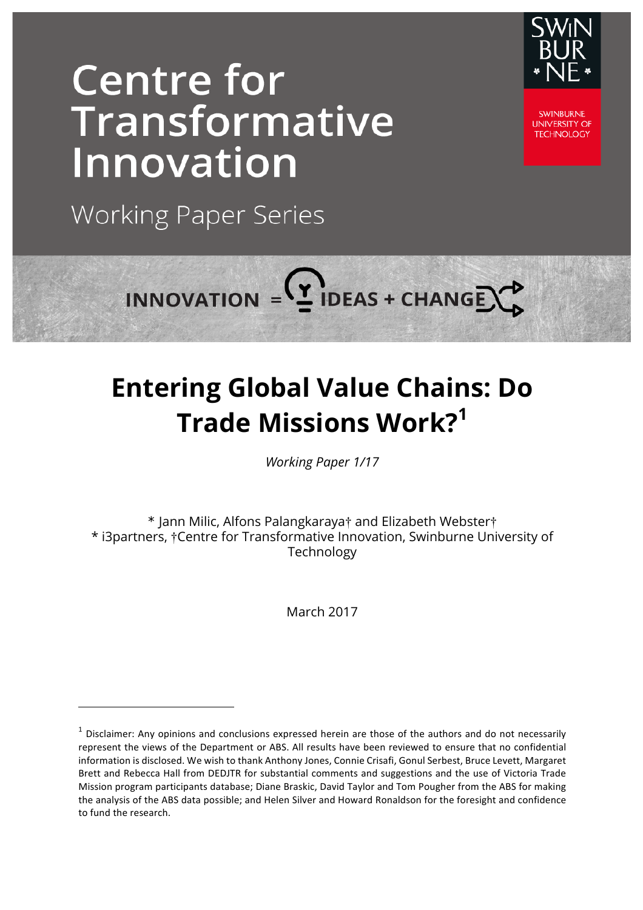# Centre for Transformative Innovation

Working Paper Series

SWINBURNE UNIVERSITY OF TECHNOLOGY

INNOVATION = IDEAS + CHANGE

# Entering Global Value Chains: Do Trade Missions Work?[1]

*Working Paper 1/17*

\* Jann Milic, Alfons Palangkaraya† and Elizabeth Webster†
\* i3partners, †Centre for Transformative Innovation, Swinburne University of Technology

March 2017

---

[1] Disclaimer: Any opinions and conclusions expressed herein are those of the authors and do not necessarily represent the views of the Department or ABS. All results have been reviewed to ensure that no confidential information is disclosed. We wish to thank Anthony Jones, Connie Crisafi, Gonul Serbest, Bruce Levett, Margaret Brett and Rebecca Hall from DEDJTR for substantial comments and suggestions and the use of Victoria Trade Mission program participants database; Diane Braskic, David Taylor and Tom Pougher from the ABS for making the analysis of the ABS data possible; and Helen Silver and Howard Ronaldson for the foresight and confidence to fund the research.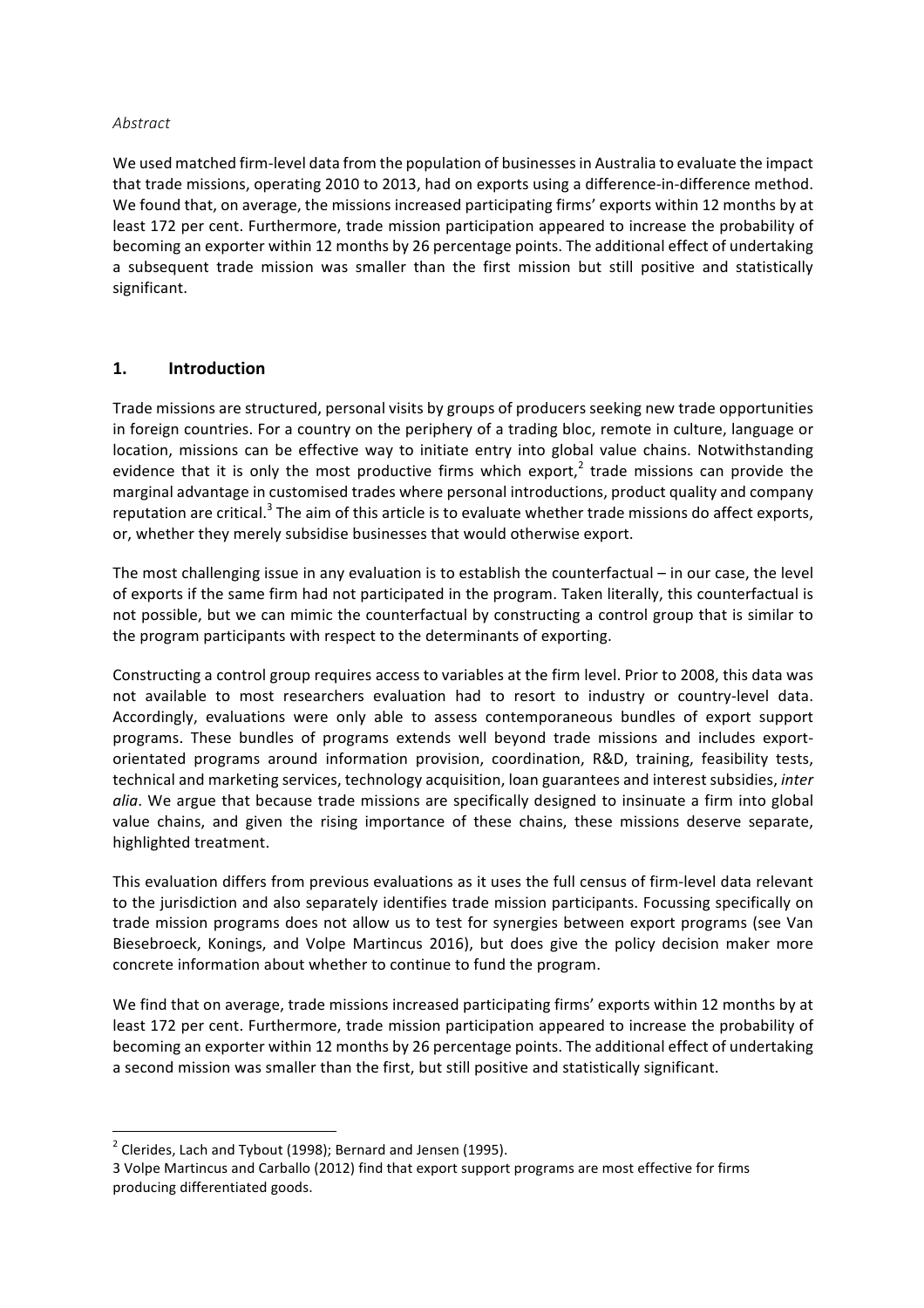*Abstract*

We used matched firm-level data from the population of businesses in Australia to evaluate the impact that trade missions, operating 2010 to 2013, had on exports using a difference-in-difference method. We found that, on average, the missions increased participating firms' exports within 12 months by at least 172 per cent. Furthermore, trade mission participation appeared to increase the probability of becoming an exporter within 12 months by 26 percentage points. The additional effect of undertaking a subsequent trade mission was smaller than the first mission but still positive and statistically significant.

## 1. Introduction

Trade missions are structured, personal visits by groups of producers seeking new trade opportunities in foreign countries. For a country on the periphery of a trading bloc, remote in culture, language or location, missions can be effective way to initiate entry into global value chains. Notwithstanding evidence that it is only the most productive firms which export,[2] trade missions can provide the marginal advantage in customised trades where personal introductions, product quality and company reputation are critical.[3] The aim of this article is to evaluate whether trade missions do affect exports, or, whether they merely subsidise businesses that would otherwise export.

The most challenging issue in any evaluation is to establish the counterfactual – in our case, the level of exports if the same firm had not participated in the program. Taken literally, this counterfactual is not possible, but we can mimic the counterfactual by constructing a control group that is similar to the program participants with respect to the determinants of exporting.

Constructing a control group requires access to variables at the firm level. Prior to 2008, this data was not available to most researchers evaluation had to resort to industry or country-level data. Accordingly, evaluations were only able to assess contemporaneous bundles of export support programs. These bundles of programs extends well beyond trade missions and includes export-orientated programs around information provision, coordination, R&D, training, feasibility tests, technical and marketing services, technology acquisition, loan guarantees and interest subsidies, *inter alia*. We argue that because trade missions are specifically designed to insinuate a firm into global value chains, and given the rising importance of these chains, these missions deserve separate, highlighted treatment.

This evaluation differs from previous evaluations as it uses the full census of firm-level data relevant to the jurisdiction and also separately identifies trade mission participants. Focussing specifically on trade mission programs does not allow us to test for synergies between export programs (see Van Biesebroeck, Konings, and Volpe Martincus 2016), but does give the policy decision maker more concrete information about whether to continue to fund the program.

We find that on average, trade missions increased participating firms' exports within 12 months by at least 172 per cent. Furthermore, trade mission participation appeared to increase the probability of becoming an exporter within 12 months by 26 percentage points. The additional effect of undertaking a second mission was smaller than the first, but still positive and statistically significant.

---

[2] Clerides, Lach and Tybout (1998); Bernard and Jensen (1995).

[3] Volpe Martincus and Carballo (2012) find that export support programs are most effective for firms producing differentiated goods.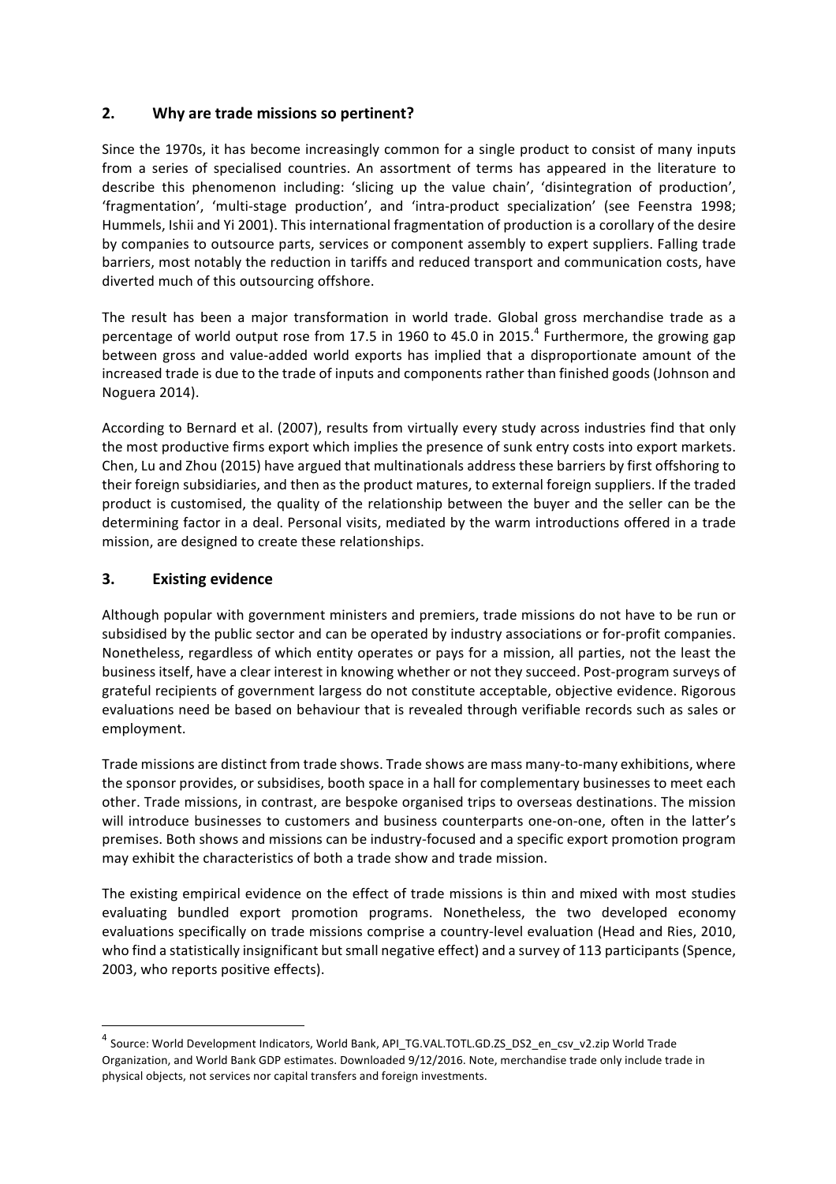## 2. Why are trade missions so pertinent?

Since the 1970s, it has become increasingly common for a single product to consist of many inputs from a series of specialised countries. An assortment of terms has appeared in the literature to describe this phenomenon including: 'slicing up the value chain', 'disintegration of production', 'fragmentation', 'multi-stage production', and 'intra-product specialization' (see Feenstra 1998; Hummels, Ishii and Yi 2001). This international fragmentation of production is a corollary of the desire by companies to outsource parts, services or component assembly to expert suppliers. Falling trade barriers, most notably the reduction in tariffs and reduced transport and communication costs, have diverted much of this outsourcing offshore.

The result has been a major transformation in world trade. Global gross merchandise trade as a percentage of world output rose from 17.5 in 1960 to 45.0 in 2015.[4] Furthermore, the growing gap between gross and value-added world exports has implied that a disproportionate amount of the increased trade is due to the trade of inputs and components rather than finished goods (Johnson and Noguera 2014).

According to Bernard et al. (2007), results from virtually every study across industries find that only the most productive firms export which implies the presence of sunk entry costs into export markets. Chen, Lu and Zhou (2015) have argued that multinationals address these barriers by first offshoring to their foreign subsidiaries, and then as the product matures, to external foreign suppliers. If the traded product is customised, the quality of the relationship between the buyer and the seller can be the determining factor in a deal. Personal visits, mediated by the warm introductions offered in a trade mission, are designed to create these relationships.

## 3. Existing evidence

Although popular with government ministers and premiers, trade missions do not have to be run or subsidised by the public sector and can be operated by industry associations or for-profit companies. Nonetheless, regardless of which entity operates or pays for a mission, all parties, not the least the business itself, have a clear interest in knowing whether or not they succeed. Post-program surveys of grateful recipients of government largess do not constitute acceptable, objective evidence. Rigorous evaluations need be based on behaviour that is revealed through verifiable records such as sales or employment.

Trade missions are distinct from trade shows. Trade shows are mass many-to-many exhibitions, where the sponsor provides, or subsidises, booth space in a hall for complementary businesses to meet each other. Trade missions, in contrast, are bespoke organised trips to overseas destinations. The mission will introduce businesses to customers and business counterparts one-on-one, often in the latter's premises. Both shows and missions can be industry-focused and a specific export promotion program may exhibit the characteristics of both a trade show and trade mission.

The existing empirical evidence on the effect of trade missions is thin and mixed with most studies evaluating bundled export promotion programs. Nonetheless, the two developed economy evaluations specifically on trade missions comprise a country-level evaluation (Head and Ries, 2010, who find a statistically insignificant but small negative effect) and a survey of 113 participants (Spence, 2003, who reports positive effects).

---

[4] Source: World Development Indicators, World Bank, API_TG.VAL.TOTL.GD.ZS_DS2_en_csv_v2.zip World Trade Organization, and World Bank GDP estimates. Downloaded 9/12/2016. Note, merchandise trade only include trade in physical objects, not services nor capital transfers and foreign investments.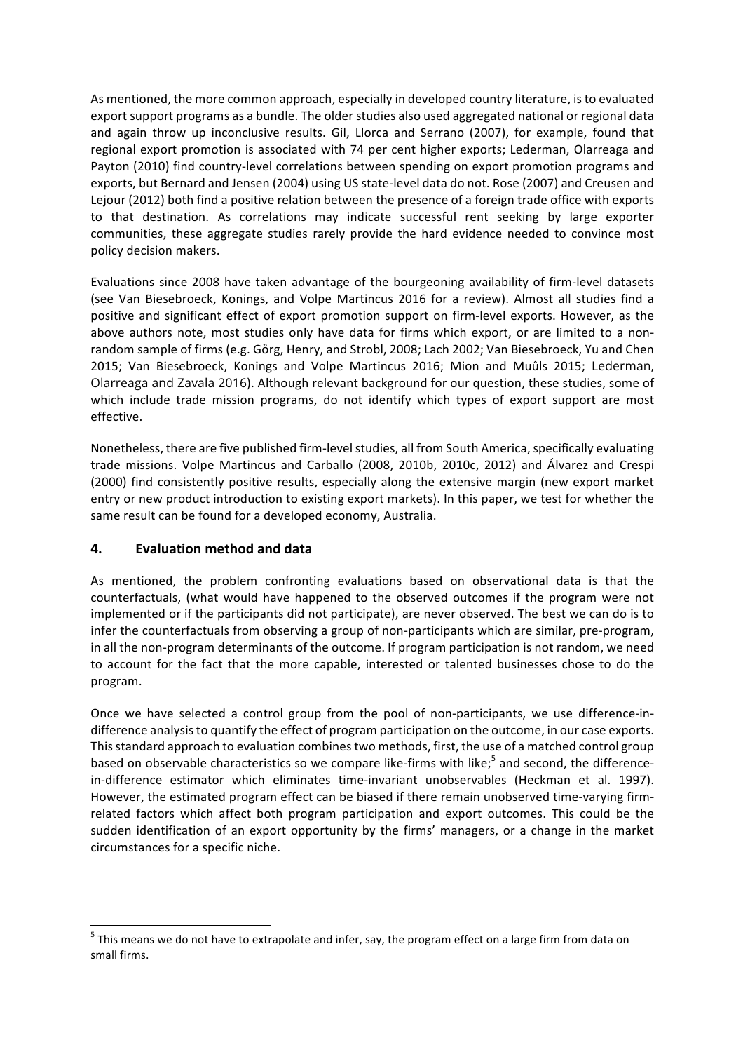As mentioned, the more common approach, especially in developed country literature, is to evaluated export support programs as a bundle. The older studies also used aggregated national or regional data and again throw up inconclusive results. Gil, Llorca and Serrano (2007), for example, found that regional export promotion is associated with 74 per cent higher exports; Lederman, Olarreaga and Payton (2010) find country-level correlations between spending on export promotion programs and exports, but Bernard and Jensen (2004) using US state-level data do not. Rose (2007) and Creusen and Lejour (2012) both find a positive relation between the presence of a foreign trade office with exports to that destination. As correlations may indicate successful rent seeking by large exporter communities, these aggregate studies rarely provide the hard evidence needed to convince most policy decision makers.

Evaluations since 2008 have taken advantage of the bourgeoning availability of firm-level datasets (see Van Biesebroeck, Konings, and Volpe Martincus 2016 for a review). Almost all studies find a positive and significant effect of export promotion support on firm-level exports. However, as the above authors note, most studies only have data for firms which export, or are limited to a non-random sample of firms (e.g. Gὸrg, Henry, and Strobl, 2008; Lach 2002; Van Biesebroeck, Yu and Chen 2015; Van Biesebroeck, Konings and Volpe Martincus 2016; Mion and Muûls 2015; Lederman, Olarreaga and Zavala 2016). Although relevant background for our question, these studies, some of which include trade mission programs, do not identify which types of export support are most effective.

Nonetheless, there are five published firm-level studies, all from South America, specifically evaluating trade missions. Volpe Martincus and Carballo (2008, 2010b, 2010c, 2012) and Álvarez and Crespi (2000) find consistently positive results, especially along the extensive margin (new export market entry or new product introduction to existing export markets). In this paper, we test for whether the same result can be found for a developed economy, Australia.

## 4. Evaluation method and data

As mentioned, the problem confronting evaluations based on observational data is that the counterfactuals, (what would have happened to the observed outcomes if the program were not implemented or if the participants did not participate), are never observed. The best we can do is to infer the counterfactuals from observing a group of non-participants which are similar, pre-program, in all the non-program determinants of the outcome. If program participation is not random, we need to account for the fact that the more capable, interested or talented businesses chose to do the program.

Once we have selected a control group from the pool of non-participants, we use difference-in-difference analysis to quantify the effect of program participation on the outcome, in our case exports. This standard approach to evaluation combines two methods, first, the use of a matched control group based on observable characteristics so we compare like-firms with like;[5] and second, the difference-in-difference estimator which eliminates time-invariant unobservables (Heckman et al. 1997). However, the estimated program effect can be biased if there remain unobserved time-varying firm-related factors which affect both program participation and export outcomes. This could be the sudden identification of an export opportunity by the firms' managers, or a change in the market circumstances for a specific niche.

[5] This means we do not have to extrapolate and infer, say, the program effect on a large firm from data on small firms.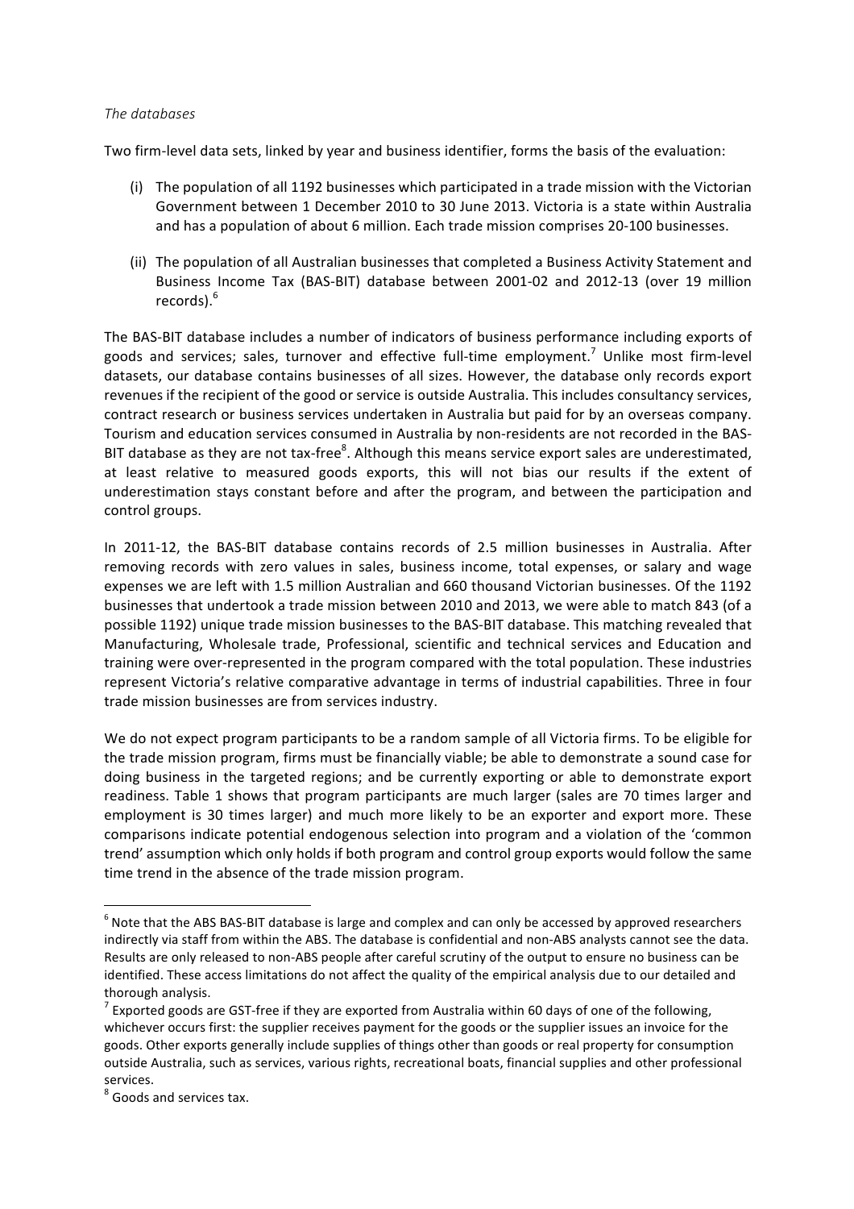*The databases*

Two firm-level data sets, linked by year and business identifier, forms the basis of the evaluation:

(i) The population of all 1192 businesses which participated in a trade mission with the Victorian Government between 1 December 2010 to 30 June 2013. Victoria is a state within Australia and has a population of about 6 million. Each trade mission comprises 20-100 businesses.

(ii) The population of all Australian businesses that completed a Business Activity Statement and Business Income Tax (BAS-BIT) database between 2001-02 and 2012-13 (over 19 million records).[6]

The BAS-BIT database includes a number of indicators of business performance including exports of goods and services; sales, turnover and effective full-time employment.[7] Unlike most firm-level datasets, our database contains businesses of all sizes. However, the database only records export revenues if the recipient of the good or service is outside Australia. This includes consultancy services, contract research or business services undertaken in Australia but paid for by an overseas company. Tourism and education services consumed in Australia by non-residents are not recorded in the BAS-BIT database as they are not tax-free[8]. Although this means service export sales are underestimated, at least relative to measured goods exports, this will not bias our results if the extent of underestimation stays constant before and after the program, and between the participation and control groups.

In 2011-12, the BAS-BIT database contains records of 2.5 million businesses in Australia. After removing records with zero values in sales, business income, total expenses, or salary and wage expenses we are left with 1.5 million Australian and 660 thousand Victorian businesses. Of the 1192 businesses that undertook a trade mission between 2010 and 2013, we were able to match 843 (of a possible 1192) unique trade mission businesses to the BAS-BIT database. This matching revealed that Manufacturing, Wholesale trade, Professional, scientific and technical services and Education and training were over-represented in the program compared with the total population. These industries represent Victoria's relative comparative advantage in terms of industrial capabilities. Three in four trade mission businesses are from services industry.

We do not expect program participants to be a random sample of all Victoria firms. To be eligible for the trade mission program, firms must be financially viable; be able to demonstrate a sound case for doing business in the targeted regions; and be currently exporting or able to demonstrate export readiness. Table 1 shows that program participants are much larger (sales are 70 times larger and employment is 30 times larger) and much more likely to be an exporter and export more. These comparisons indicate potential endogenous selection into program and a violation of the 'common trend' assumption which only holds if both program and control group exports would follow the same time trend in the absence of the trade mission program.

---

[6] Note that the ABS BAS-BIT database is large and complex and can only be accessed by approved researchers indirectly via staff from within the ABS. The database is confidential and non-ABS analysts cannot see the data. Results are only released to non-ABS people after careful scrutiny of the output to ensure no business can be identified. These access limitations do not affect the quality of the empirical analysis due to our detailed and thorough analysis.

[7] Exported goods are GST-free if they are exported from Australia within 60 days of one of the following, whichever occurs first: the supplier receives payment for the goods or the supplier issues an invoice for the goods. Other exports generally include supplies of things other than goods or real property for consumption outside Australia, such as services, various rights, recreational boats, financial supplies and other professional services.

[8] Goods and services tax.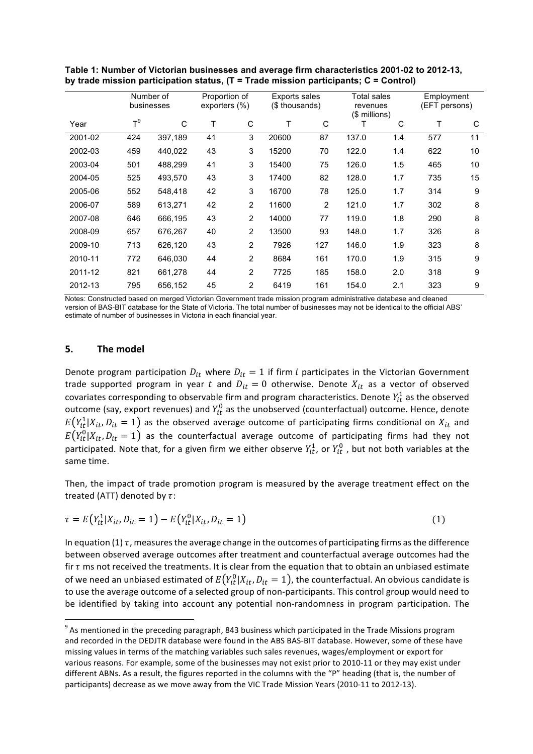**Table 1: Number of Victorian businesses and average firm characteristics 2001-02 to 2012-13, by trade mission participation status, (T = Trade mission participants; C = Control)**

| | Number of businesses | | Proportion of exporters (%) | | Exports sales ($ thousands) | | Total sales revenues ($ millions) | | Employment (EFT persons) | |
|---|---|---|---|---|---|---|---|---|---|---|
| Year | T[9] | C | T | C | T | C | T | C | T | C |
| 2001-02 | 424 | 397,189 | 41 | 3 | 20600 | 87 | 137.0 | 1.4 | 577 | 11 |
| 2002-03 | 459 | 440,022 | 43 | 3 | 15200 | 70 | 122.0 | 1.4 | 622 | 10 |
| 2003-04 | 501 | 488,299 | 41 | 3 | 15400 | 75 | 126.0 | 1.5 | 465 | 10 |
| 2004-05 | 525 | 493,570 | 43 | 3 | 17400 | 82 | 128.0 | 1.7 | 735 | 15 |
| 2005-06 | 552 | 548,418 | 42 | 3 | 16700 | 78 | 125.0 | 1.7 | 314 | 9 |
| 2006-07 | 589 | 613,271 | 42 | 2 | 11600 | 2 | 121.0 | 1.7 | 302 | 8 |
| 2007-08 | 646 | 666,195 | 43 | 2 | 14000 | 77 | 119.0 | 1.8 | 290 | 8 |
| 2008-09 | 657 | 676,267 | 40 | 2 | 13500 | 93 | 148.0 | 1.7 | 326 | 8 |
| 2009-10 | 713 | 626,120 | 43 | 2 | 7926 | 127 | 146.0 | 1.9 | 323 | 8 |
| 2010-11 | 772 | 646,030 | 44 | 2 | 8684 | 161 | 170.0 | 1.9 | 315 | 9 |
| 2011-12 | 821 | 661,278 | 44 | 2 | 7725 | 185 | 158.0 | 2.0 | 318 | 9 |
| 2012-13 | 795 | 656,152 | 45 | 2 | 6419 | 161 | 154.0 | 2.1 | 323 | 9 |

Notes: Constructed based on merged Victorian Government trade mission program administrative database and cleaned version of BAS-BIT database for the State of Victoria. The total number of businesses may not be identical to the official ABS' estimate of number of businesses in Victoria in each financial year.

## 5. The model

Denote program participation $D_{it}$ where $D_{it} = 1$ if firm $i$ participates in the Victorian Government trade supported program in year $t$ and $D_{it} = 0$ otherwise. Denote $X_{it}$ as a vector of observed covariates corresponding to observable firm and program characteristics. Denote $Y_{it}^1$ as the observed outcome (say, export revenues) and $Y_{it}^0$ as the unobserved (counterfactual) outcome. Hence, denote $E(Y_{it}^1|X_{it}, D_{it} = 1)$ as the observed average outcome of participating firms conditional on $X_{it}$ and $E(Y_{it}^0|X_{it}, D_{it} = 1)$ as the counterfactual average outcome of participating firms had they not participated. Note that, for a given firm we either observe $Y_{it}^1$, or $Y_{it}^0$ , but not both variables at the same time.

Then, the impact of trade promotion program is measured by the average treatment effect on the treated (ATT) denoted by $\tau$:

$$\tau = E(Y_{it}^1|X_{it}, D_{it} = 1) - E(Y_{it}^0|X_{it}, D_{it} = 1) \tag{1}$$

In equation (1) $\tau$, measures the average change in the outcomes of participating firms as the difference between observed average outcomes after treatment and counterfactual average outcomes had the fir $\tau$ ms not received the treatments. It is clear from the equation that to obtain an unbiased estimate of we need an unbiased estimated of $E(Y_{it}^0|X_{it}, D_{it} = 1)$, the counterfactual. An obvious candidate is to use the average outcome of a selected group of non-participants. This control group would need to be identified by taking into account any potential non-randomness in program participation. The

[9] As mentioned in the preceding paragraph, 843 business which participated in the Trade Missions program and recorded in the DEDJTR database were found in the ABS BAS-BIT database. However, some of these have missing values in terms of the matching variables such sales revenues, wages/employment or export for various reasons. For example, some of the businesses may not exist prior to 2010-11 or they may exist under different ABNs. As a result, the figures reported in the columns with the "P" heading (that is, the number of participants) decrease as we move away from the VIC Trade Mission Years (2010-11 to 2012-13).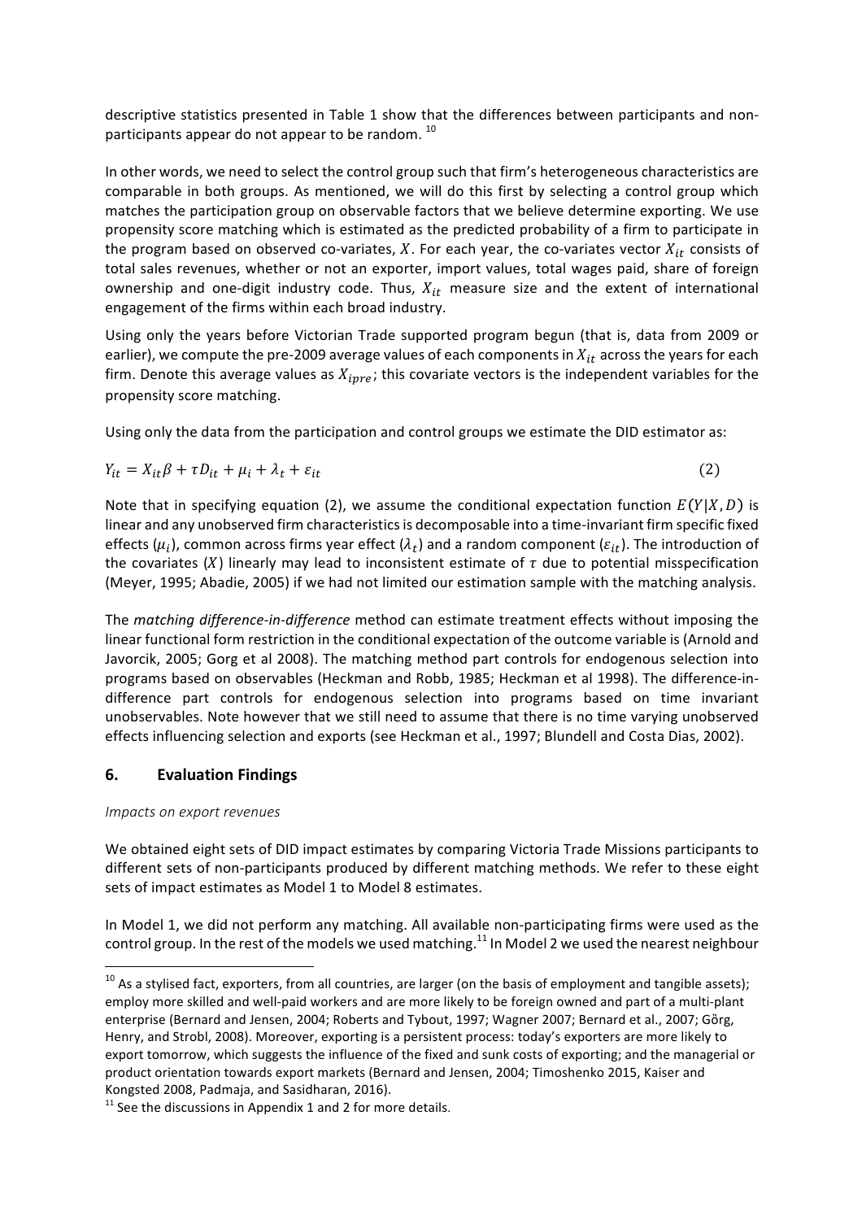descriptive statistics presented in Table 1 show that the differences between participants and non-participants appear do not appear to be random. [10]

In other words, we need to select the control group such that firm's heterogeneous characteristics are comparable in both groups. As mentioned, we will do this first by selecting a control group which matches the participation group on observable factors that we believe determine exporting. We use propensity score matching which is estimated as the predicted probability of a firm to participate in the program based on observed co-variates, $X$. For each year, the co-variates vector $X_{it}$ consists of total sales revenues, whether or not an exporter, import values, total wages paid, share of foreign ownership and one-digit industry code. Thus, $X_{it}$ measure size and the extent of international engagement of the firms within each broad industry.

Using only the years before Victorian Trade supported program begun (that is, data from 2009 or earlier), we compute the pre-2009 average values of each components in $X_{it}$ across the years for each firm. Denote this average values as $X_{ipre}$; this covariate vectors is the independent variables for the propensity score matching.

Using only the data from the participation and control groups we estimate the DID estimator as:

$$Y_{it} = X_{it}\beta + \tau D_{it} + \mu_i + \lambda_t + \varepsilon_{it} \tag{2}$$

Note that in specifying equation (2), we assume the conditional expectation function $E(Y|X,D)$ is linear and any unobserved firm characteristics is decomposable into a time-invariant firm specific fixed effects ($\mu_i$), common across firms year effect ($\lambda_t$) and a random component ($\varepsilon_{it}$). The introduction of the covariates ($X$) linearly may lead to inconsistent estimate of $\tau$ due to potential misspecification (Meyer, 1995; Abadie, 2005) if we had not limited our estimation sample with the matching analysis.

The *matching difference-in-difference* method can estimate treatment effects without imposing the linear functional form restriction in the conditional expectation of the outcome variable is (Arnold and Javorcik, 2005; Gorg et al 2008). The matching method part controls for endogenous selection into programs based on observables (Heckman and Robb, 1985; Heckman et al 1998). The difference-in-difference part controls for endogenous selection into programs based on time invariant unobservables. Note however that we still need to assume that there is no time varying unobserved effects influencing selection and exports (see Heckman et al., 1997; Blundell and Costa Dias, 2002).

## 6. Evaluation Findings

*Impacts on export revenues*

We obtained eight sets of DID impact estimates by comparing Victoria Trade Missions participants to different sets of non-participants produced by different matching methods. We refer to these eight sets of impact estimates as Model 1 to Model 8 estimates.

In Model 1, we did not perform any matching. All available non-participating firms were used as the control group. In the rest of the models we used matching.[11] In Model 2 we used the nearest neighbour

---

[10] As a stylised fact, exporters, from all countries, are larger (on the basis of employment and tangible assets); employ more skilled and well-paid workers and are more likely to be foreign owned and part of a multi-plant enterprise (Bernard and Jensen, 2004; Roberts and Tybout, 1997; Wagner 2007; Bernard et al., 2007; Görg, Henry, and Strobl, 2008). Moreover, exporting is a persistent process: today's exporters are more likely to export tomorrow, which suggests the influence of the fixed and sunk costs of exporting; and the managerial or product orientation towards export markets (Bernard and Jensen, 2004; Timoshenko 2015, Kaiser and Kongsted 2008, Padmaja, and Sasidharan, 2016).

[11] See the discussions in Appendix 1 and 2 for more details.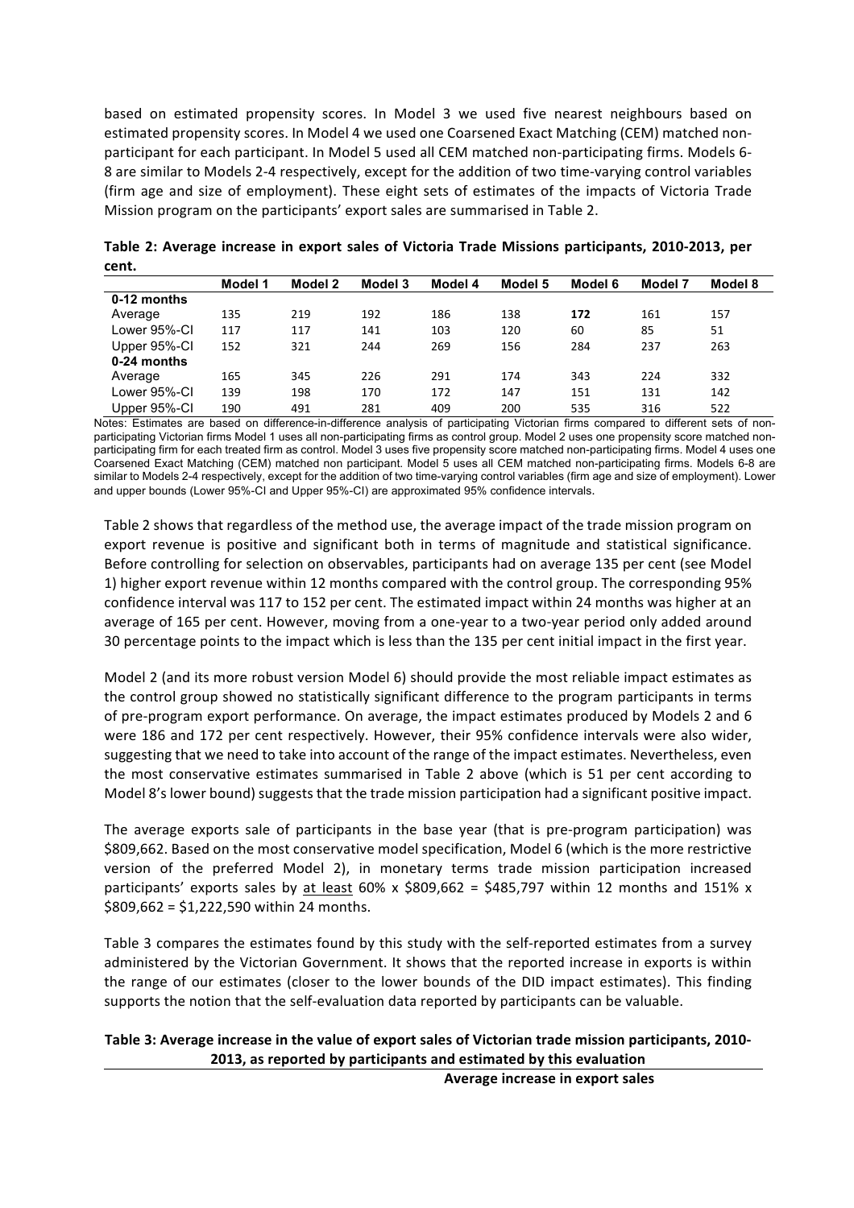based on estimated propensity scores. In Model 3 we used five nearest neighbours based on estimated propensity scores. In Model 4 we used one Coarsened Exact Matching (CEM) matched non-participant for each participant. In Model 5 used all CEM matched non-participating firms. Models 6-8 are similar to Models 2-4 respectively, except for the addition of two time-varying control variables (firm age and size of employment). These eight sets of estimates of the impacts of Victoria Trade Mission program on the participants' export sales are summarised in Table 2.

**Table 2: Average increase in export sales of Victoria Trade Missions participants, 2010-2013, per cent.**

| | Model 1 | Model 2 | Model 3 | Model 4 | Model 5 | Model 6 | Model 7 | Model 8 |
|---|---|---|---|---|---|---|---|---|
| **0-12 months** | | | | | | | | |
| Average | 135 | 219 | 192 | 186 | 138 | **172** | 161 | 157 |
| Lower 95%-CI | 117 | 117 | 141 | 103 | 120 | 60 | 85 | 51 |
| Upper 95%-CI | 152 | 321 | 244 | 269 | 156 | 284 | 237 | 263 |
| **0-24 months** | | | | | | | | |
| Average | 165 | 345 | 226 | 291 | 174 | 343 | 224 | 332 |
| Lower 95%-CI | 139 | 198 | 170 | 172 | 147 | 151 | 131 | 142 |
| Upper 95%-CI | 190 | 491 | 281 | 409 | 200 | 535 | 316 | 522 |

Notes: Estimates are based on difference-in-difference analysis of participating Victorian firms compared to different sets of non-participating Victorian firms Model 1 uses all non-participating firms as control group. Model 2 uses one propensity score matched non-participating firm for each treated firm as control. Model 3 uses five propensity score matched non-participating firms. Model 4 uses one Coarsened Exact Matching (CEM) matched non participant. Model 5 uses all CEM matched non-participating firms. Models 6-8 are similar to Models 2-4 respectively, except for the addition of two time-varying control variables (firm age and size of employment). Lower and upper bounds (Lower 95%-CI and Upper 95%-CI) are approximated 95% confidence intervals.

Table 2 shows that regardless of the method use, the average impact of the trade mission program on export revenue is positive and significant both in terms of magnitude and statistical significance. Before controlling for selection on observables, participants had on average 135 per cent (see Model 1) higher export revenue within 12 months compared with the control group. The corresponding 95% confidence interval was 117 to 152 per cent. The estimated impact within 24 months was higher at an average of 165 per cent. However, moving from a one-year to a two-year period only added around 30 percentage points to the impact which is less than the 135 per cent initial impact in the first year.

Model 2 (and its more robust version Model 6) should provide the most reliable impact estimates as the control group showed no statistically significant difference to the program participants in terms of pre-program export performance. On average, the impact estimates produced by Models 2 and 6 were 186 and 172 per cent respectively. However, their 95% confidence intervals were also wider, suggesting that we need to take into account of the range of the impact estimates. Nevertheless, even the most conservative estimates summarised in Table 2 above (which is 51 per cent according to Model 8's lower bound) suggests that the trade mission participation had a significant positive impact.

The average exports sale of participants in the base year (that is pre-program participation) was \$809,662. Based on the most conservative model specification, Model 6 (which is the more restrictive version of the preferred Model 2), in monetary terms trade mission participation increased participants' exports sales by <u>at least</u> 60% x \$809,662 = \$485,797 within 12 months and 151% x \$809,662 = \$1,222,590 within 24 months.

Table 3 compares the estimates found by this study with the self-reported estimates from a survey administered by the Victorian Government. It shows that the reported increase in exports is within the range of our estimates (closer to the lower bounds of the DID impact estimates). This finding supports the notion that the self-evaluation data reported by participants can be valuable.

**Table 3: Average increase in the value of export sales of Victorian trade mission participants, 2010-2013, as reported by participants and estimated by this evaluation**

| | Average increase in export sales |
|---|---|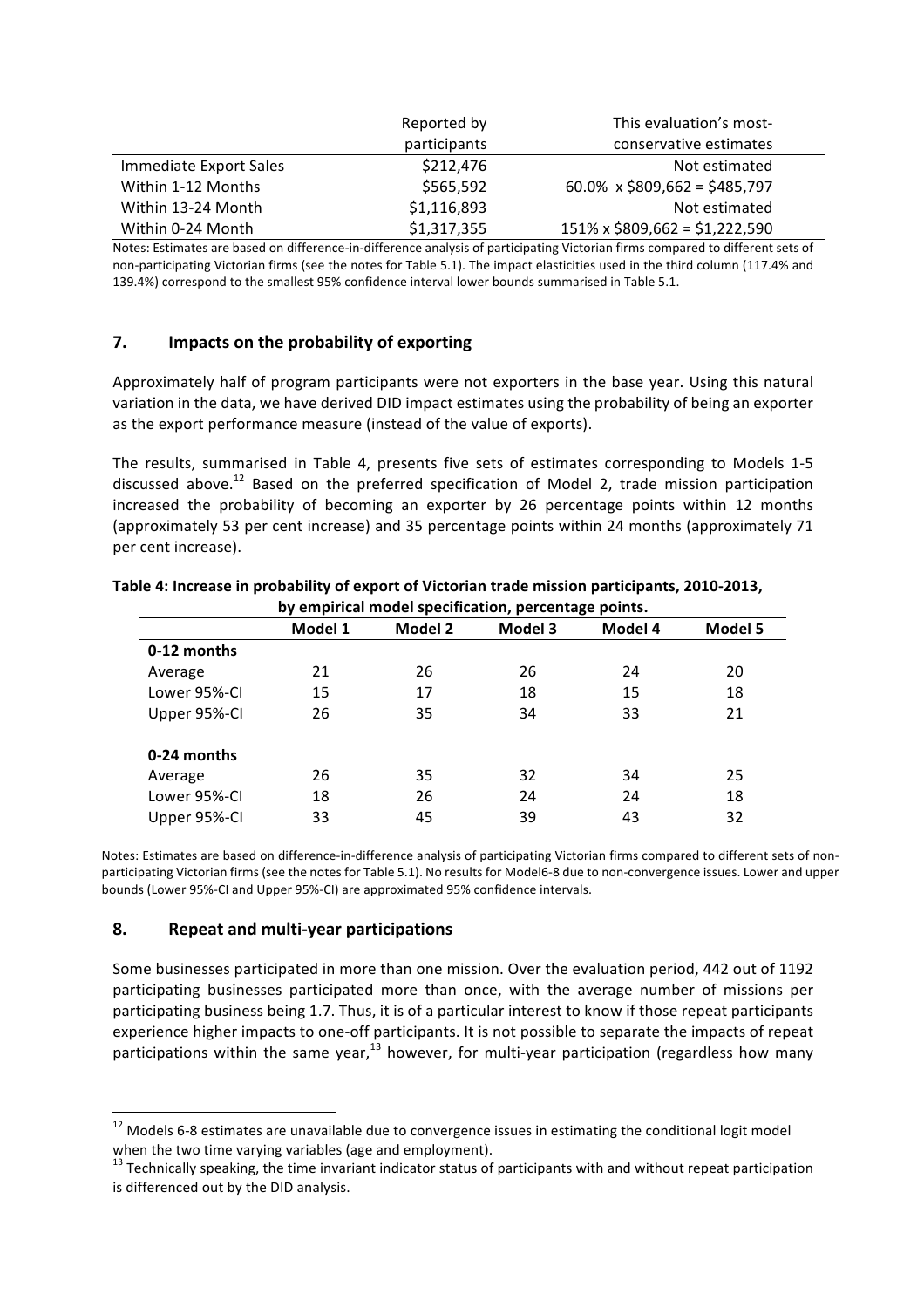| | Reported by participants | This evaluation's most-conservative estimates |
|---|---|---|
| Immediate Export Sales | \$212,476 | Not estimated |
| Within 1-12 Months | \$565,592 | 60.0% x \$809,662 = \$485,797 |
| Within 13-24 Month | \$1,116,893 | Not estimated |
| Within 0-24 Month | \$1,317,355 | 151% x \$809,662 = \$1,222,590 |

Notes: Estimates are based on difference-in-difference analysis of participating Victorian firms compared to different sets of non-participating Victorian firms (see the notes for Table 5.1). The impact elasticities used in the third column (117.4% and 139.4%) correspond to the smallest 95% confidence interval lower bounds summarised in Table 5.1.

## 7. Impacts on the probability of exporting

Approximately half of program participants were not exporters in the base year. Using this natural variation in the data, we have derived DID impact estimates using the probability of being an exporter as the export performance measure (instead of the value of exports).

The results, summarised in Table 4, presents five sets of estimates corresponding to Models 1-5 discussed above.[12] Based on the preferred specification of Model 2, trade mission participation increased the probability of becoming an exporter by 26 percentage points within 12 months (approximately 53 per cent increase) and 35 percentage points within 24 months (approximately 71 per cent increase).

**Table 4: Increase in probability of export of Victorian trade mission participants, 2010-2013, by empirical model specification, percentage points.**

| | Model 1 | Model 2 | Model 3 | Model 4 | Model 5 |
|---|---|---|---|---|---|
| **0-12 months** | | | | | |
| Average | 21 | 26 | 26 | 24 | 20 |
| Lower 95%-CI | 15 | 17 | 18 | 15 | 18 |
| Upper 95%-CI | 26 | 35 | 34 | 33 | 21 |
| **0-24 months** | | | | | |
| Average | 26 | 35 | 32 | 34 | 25 |
| Lower 95%-CI | 18 | 26 | 24 | 24 | 18 |
| Upper 95%-CI | 33 | 45 | 39 | 43 | 32 |

Notes: Estimates are based on difference-in-difference analysis of participating Victorian firms compared to different sets of non-participating Victorian firms (see the notes for Table 5.1). No results for Model6-8 due to non-convergence issues. Lower and upper bounds (Lower 95%-CI and Upper 95%-CI) are approximated 95% confidence intervals.

## 8. Repeat and multi-year participations

Some businesses participated in more than one mission. Over the evaluation period, 442 out of 1192 participating businesses participated more than once, with the average number of missions per participating business being 1.7. Thus, it is of a particular interest to know if those repeat participants experience higher impacts to one-off participants. It is not possible to separate the impacts of repeat participations within the same year,[13] however, for multi-year participation (regardless how many

[12] Models 6-8 estimates are unavailable due to convergence issues in estimating the conditional logit model when the two time varying variables (age and employment).

[13] Technically speaking, the time invariant indicator status of participants with and without repeat participation is differenced out by the DID analysis.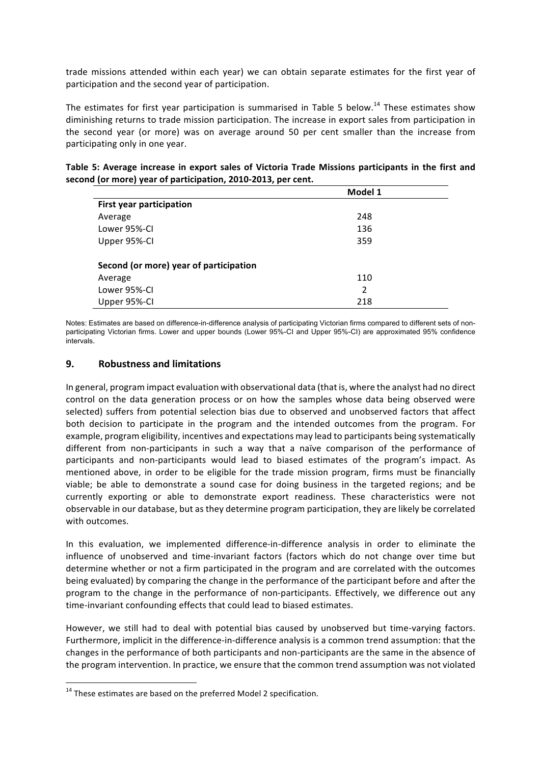trade missions attended within each year) we can obtain separate estimates for the first year of participation and the second year of participation.

The estimates for first year participation is summarised in Table 5 below.[14] These estimates show diminishing returns to trade mission participation. The increase in export sales from participation in the second year (or more) was on average around 50 per cent smaller than the increase from participating only in one year.

**Table 5: Average increase in export sales of Victoria Trade Missions participants in the first and second (or more) year of participation, 2010-2013, per cent.**

| | Model 1 |
|---|---|
| **First year participation** | |
| Average | 248 |
| Lower 95%-CI | 136 |
| Upper 95%-CI | 359 |
| | |
| **Second (or more) year of participation** | |
| Average | 110 |
| Lower 95%-CI | 2 |
| Upper 95%-CI | 218 |

Notes: Estimates are based on difference-in-difference analysis of participating Victorian firms compared to different sets of non-participating Victorian firms. Lower and upper bounds (Lower 95%-CI and Upper 95%-CI) are approximated 95% confidence intervals.

## 9. Robustness and limitations

In general, program impact evaluation with observational data (that is, where the analyst had no direct control on the data generation process or on how the samples whose data being observed were selected) suffers from potential selection bias due to observed and unobserved factors that affect both decision to participate in the program and the intended outcomes from the program. For example, program eligibility, incentives and expectations may lead to participants being systematically different from non-participants in such a way that a naïve comparison of the performance of participants and non-participants would lead to biased estimates of the program's impact. As mentioned above, in order to be eligible for the trade mission program, firms must be financially viable; be able to demonstrate a sound case for doing business in the targeted regions; and be currently exporting or able to demonstrate export readiness. These characteristics were not observable in our database, but as they determine program participation, they are likely be correlated with outcomes.

In this evaluation, we implemented difference-in-difference analysis in order to eliminate the influence of unobserved and time-invariant factors (factors which do not change over time but determine whether or not a firm participated in the program and are correlated with the outcomes being evaluated) by comparing the change in the performance of the participant before and after the program to the change in the performance of non-participants. Effectively, we difference out any time-invariant confounding effects that could lead to biased estimates.

However, we still had to deal with potential bias caused by unobserved but time-varying factors. Furthermore, implicit in the difference-in-difference analysis is a common trend assumption: that the changes in the performance of both participants and non-participants are the same in the absence of the program intervention. In practice, we ensure that the common trend assumption was not violated

[14] These estimates are based on the preferred Model 2 specification.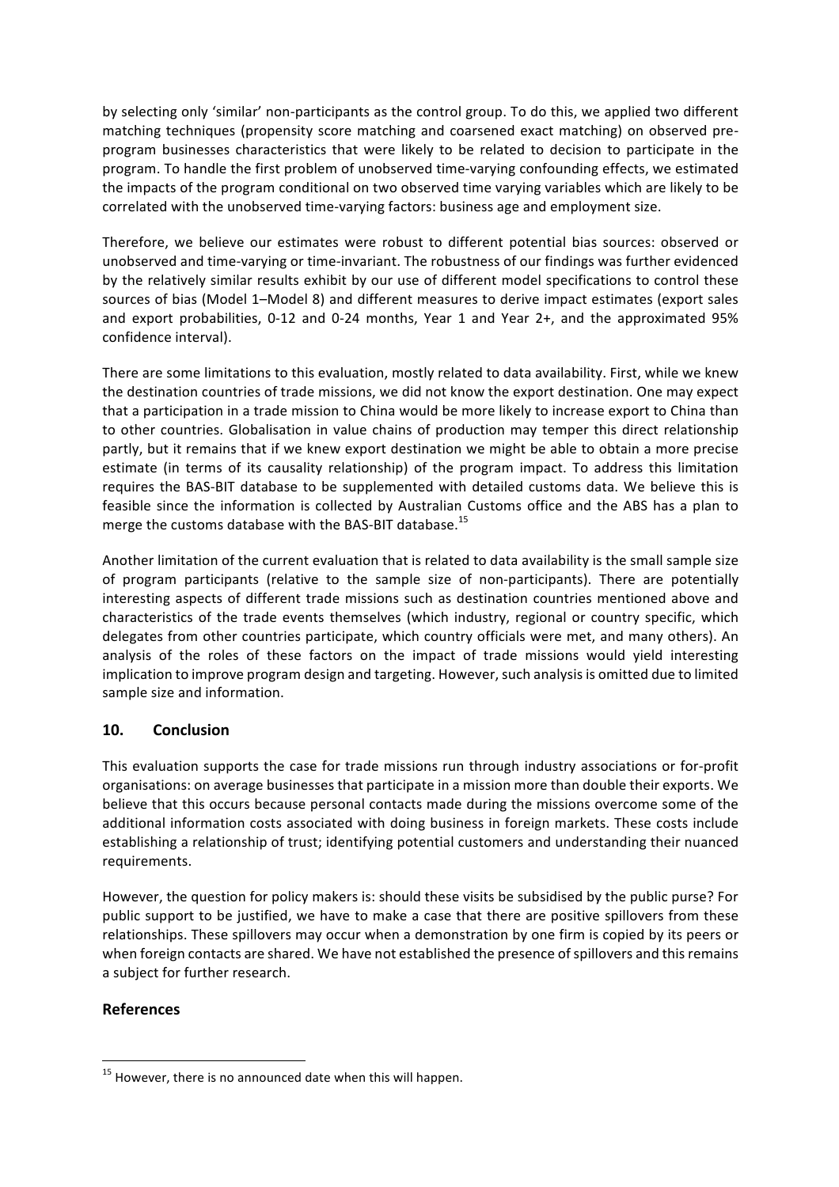by selecting only 'similar' non-participants as the control group. To do this, we applied two different matching techniques (propensity score matching and coarsened exact matching) on observed pre-program businesses characteristics that were likely to be related to decision to participate in the program. To handle the first problem of unobserved time-varying confounding effects, we estimated the impacts of the program conditional on two observed time varying variables which are likely to be correlated with the unobserved time-varying factors: business age and employment size.

Therefore, we believe our estimates were robust to different potential bias sources: observed or unobserved and time-varying or time-invariant. The robustness of our findings was further evidenced by the relatively similar results exhibit by our use of different model specifications to control these sources of bias (Model 1–Model 8) and different measures to derive impact estimates (export sales and export probabilities, 0-12 and 0-24 months, Year 1 and Year 2+, and the approximated 95% confidence interval).

There are some limitations to this evaluation, mostly related to data availability. First, while we knew the destination countries of trade missions, we did not know the export destination. One may expect that a participation in a trade mission to China would be more likely to increase export to China than to other countries. Globalisation in value chains of production may temper this direct relationship partly, but it remains that if we knew export destination we might be able to obtain a more precise estimate (in terms of its causality relationship) of the program impact. To address this limitation requires the BAS-BIT database to be supplemented with detailed customs data. We believe this is feasible since the information is collected by Australian Customs office and the ABS has a plan to merge the customs database with the BAS-BIT database.[15]

Another limitation of the current evaluation that is related to data availability is the small sample size of program participants (relative to the sample size of non-participants). There are potentially interesting aspects of different trade missions such as destination countries mentioned above and characteristics of the trade events themselves (which industry, regional or country specific, which delegates from other countries participate, which country officials were met, and many others). An analysis of the roles of these factors on the impact of trade missions would yield interesting implication to improve program design and targeting. However, such analysis is omitted due to limited sample size and information.

## 10. Conclusion

This evaluation supports the case for trade missions run through industry associations or for-profit organisations: on average businesses that participate in a mission more than double their exports. We believe that this occurs because personal contacts made during the missions overcome some of the additional information costs associated with doing business in foreign markets. These costs include establishing a relationship of trust; identifying potential customers and understanding their nuanced requirements.

However, the question for policy makers is: should these visits be subsidised by the public purse? For public support to be justified, we have to make a case that there are positive spillovers from these relationships. These spillovers may occur when a demonstration by one firm is copied by its peers or when foreign contacts are shared. We have not established the presence of spillovers and this remains a subject for further research.

## References

[15] However, there is no announced date when this will happen.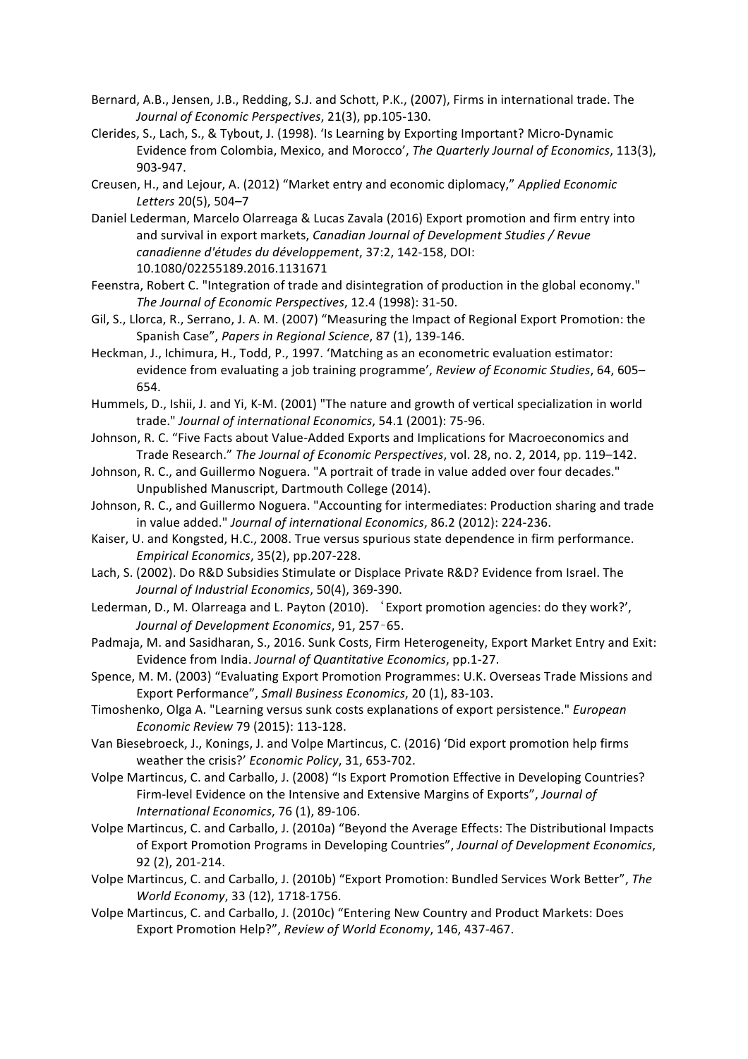Bernard, A.B., Jensen, J.B., Redding, S.J. and Schott, P.K., (2007), Firms in international trade. The *Journal of Economic Perspectives*, 21(3), pp.105-130.

Clerides, S., Lach, S., & Tybout, J. (1998). 'Is Learning by Exporting Important? Micro-Dynamic Evidence from Colombia, Mexico, and Morocco', *The Quarterly Journal of Economics*, 113(3), 903-947.

Creusen, H., and Lejour, A. (2012) "Market entry and economic diplomacy," *Applied Economic Letters* 20(5), 504–7

Daniel Lederman, Marcelo Olarreaga & Lucas Zavala (2016) Export promotion and firm entry into and survival in export markets, *Canadian Journal of Development Studies / Revue canadienne d'études du développement*, 37:2, 142-158, DOI: 10.1080/02255189.2016.1131671

Feenstra, Robert C. "Integration of trade and disintegration of production in the global economy." *The Journal of Economic Perspectives*, 12.4 (1998): 31-50.

Gil, S., Llorca, R., Serrano, J. A. M. (2007) "Measuring the Impact of Regional Export Promotion: the Spanish Case", *Papers in Regional Science*, 87 (1), 139-146.

Heckman, J., Ichimura, H., Todd, P., 1997. 'Matching as an econometric evaluation estimator: evidence from evaluating a job training programme', *Review of Economic Studies*, 64, 605–654.

Hummels, D., Ishii, J. and Yi, K-M. (2001) "The nature and growth of vertical specialization in world trade." *Journal of international Economics*, 54.1 (2001): 75-96.

Johnson, R. C. "Five Facts about Value-Added Exports and Implications for Macroeconomics and Trade Research." *The Journal of Economic Perspectives*, vol. 28, no. 2, 2014, pp. 119–142.

Johnson, R. C., and Guillermo Noguera. "A portrait of trade in value added over four decades." Unpublished Manuscript, Dartmouth College (2014).

Johnson, R. C., and Guillermo Noguera. "Accounting for intermediates: Production sharing and trade in value added." *Journal of international Economics*, 86.2 (2012): 224-236.

Kaiser, U. and Kongsted, H.C., 2008. True versus spurious state dependence in firm performance. *Empirical Economics*, 35(2), pp.207-228.

Lach, S. (2002). Do R&D Subsidies Stimulate or Displace Private R&D? Evidence from Israel. The *Journal of Industrial Economics*, 50(4), 369-390.

Lederman, D., M. Olarreaga and L. Payton (2010). 'Export promotion agencies: do they work?', *Journal of Development Economics*, 91, 257-65.

Padmaja, M. and Sasidharan, S., 2016. Sunk Costs, Firm Heterogeneity, Export Market Entry and Exit: Evidence from India. *Journal of Quantitative Economics*, pp.1-27.

Spence, M. M. (2003) "Evaluating Export Promotion Programmes: U.K. Overseas Trade Missions and Export Performance", *Small Business Economics*, 20 (1), 83-103.

Timoshenko, Olga A. "Learning versus sunk costs explanations of export persistence." *European Economic Review* 79 (2015): 113-128.

Van Biesebroeck, J., Konings, J. and Volpe Martincus, C. (2016) 'Did export promotion help firms weather the crisis?' *Economic Policy*, 31, 653-702.

Volpe Martincus, C. and Carballo, J. (2008) "Is Export Promotion Effective in Developing Countries? Firm-level Evidence on the Intensive and Extensive Margins of Exports", *Journal of International Economics*, 76 (1), 89-106.

Volpe Martincus, C. and Carballo, J. (2010a) "Beyond the Average Effects: The Distributional Impacts of Export Promotion Programs in Developing Countries", *Journal of Development Economics*, 92 (2), 201-214.

Volpe Martincus, C. and Carballo, J. (2010b) "Export Promotion: Bundled Services Work Better", *The World Economy*, 33 (12), 1718-1756.

Volpe Martincus, C. and Carballo, J. (2010c) "Entering New Country and Product Markets: Does Export Promotion Help?", *Review of World Economy*, 146, 437-467.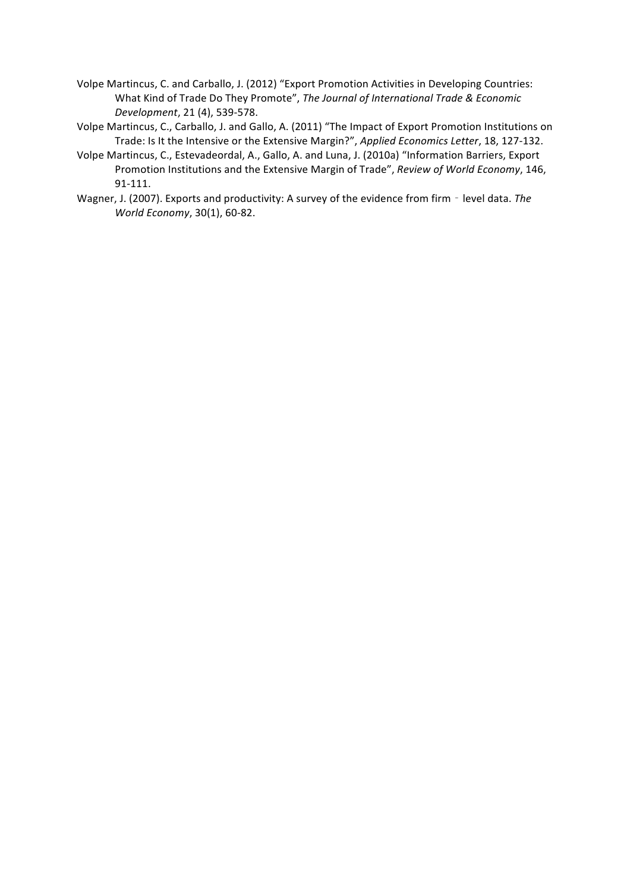Volpe Martincus, C. and Carballo, J. (2012) “Export Promotion Activities in Developing Countries: What Kind of Trade Do They Promote”, *The Journal of International Trade & Economic Development*, 21 (4), 539-578.

Volpe Martincus, C., Carballo, J. and Gallo, A. (2011) “The Impact of Export Promotion Institutions on Trade: Is It the Intensive or the Extensive Margin?”, *Applied Economics Letter*, 18, 127-132.

Volpe Martincus, C., Estevadeordal, A., Gallo, A. and Luna, J. (2010a) “Information Barriers, Export Promotion Institutions and the Extensive Margin of Trade”, *Review of World Economy*, 146, 91-111.

Wagner, J. (2007). Exports and productivity: A survey of the evidence from firm‐level data. *The World Economy*, 30(1), 60-82.